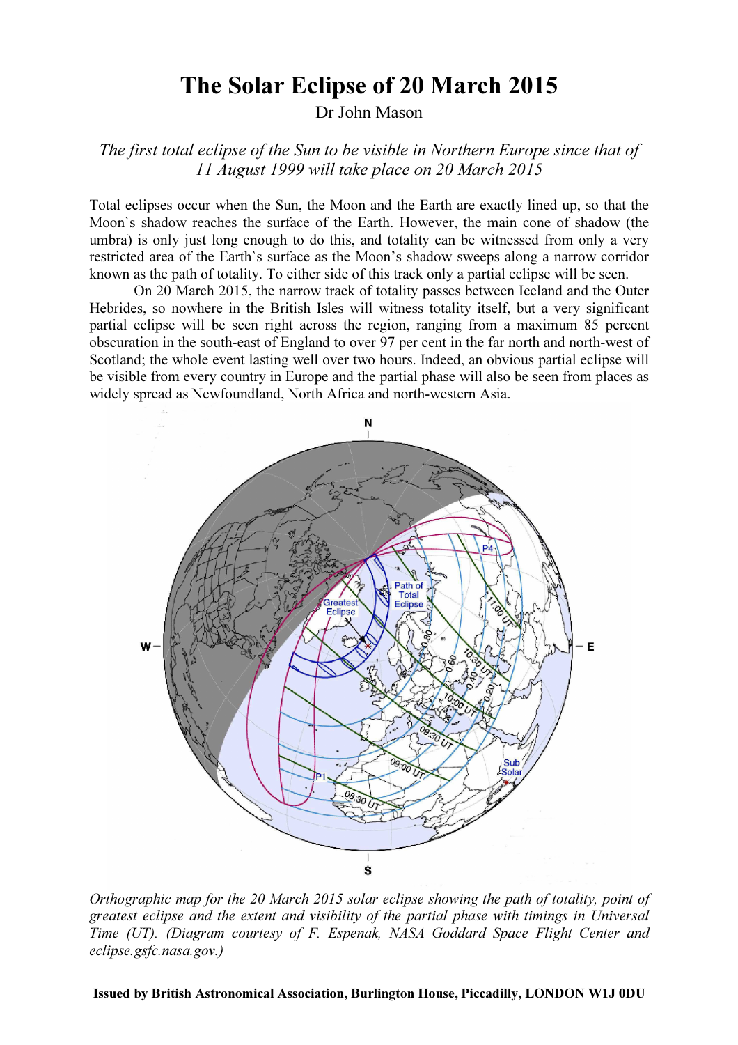# The Solar Eclipse of 20 March 2015

Dr John Mason

*The first total eclipse of the Sun to be visible in Northern Europe since that of 11 August 1999 will take place on 20 March 2015*

Total eclipses occur when the Sun, the Moon and the Earth are exactly lined up, so that the Moon`s shadow reaches the surface of the Earth. However, the main cone of shadow (the umbra) is only just long enough to do this, and totality can be witnessed from only a very restricted area of the Earth`s surface as the Moon's shadow sweeps along a narrow corridor known as the path of totality. To either side of this track only a partial eclipse will be seen.

On 20 March 2015, the narrow track of totality passes between Iceland and the Outer Hebrides, so nowhere in the British Isles will witness totality itself, but a very significant partial eclipse will be seen right across the region, ranging from a maximum 85 percent obscuration in the south-east of England to over 97 per cent in the far north and north-west of Scotland; the whole event lasting well over two hours. Indeed, an obvious partial eclipse will be visible from every country in Europe and the partial phase will also be seen from places as widely spread as Newfoundland, North Africa and north-western Asia.

*Orthographic map for the 20 March 2015 solar eclipse showing the path of totality, point of greatest eclipse and the extent and visibility of the partial phase with timings in Universal Time (UT). (Diagram courtesy of F. Espenak, NASA Goddard Space Flight Center and eclipse.gsfc.nasa.gov.)*

**Issued by British Astronomical Association, Burlington House, Piccadilly, LONDON W1J 0DU**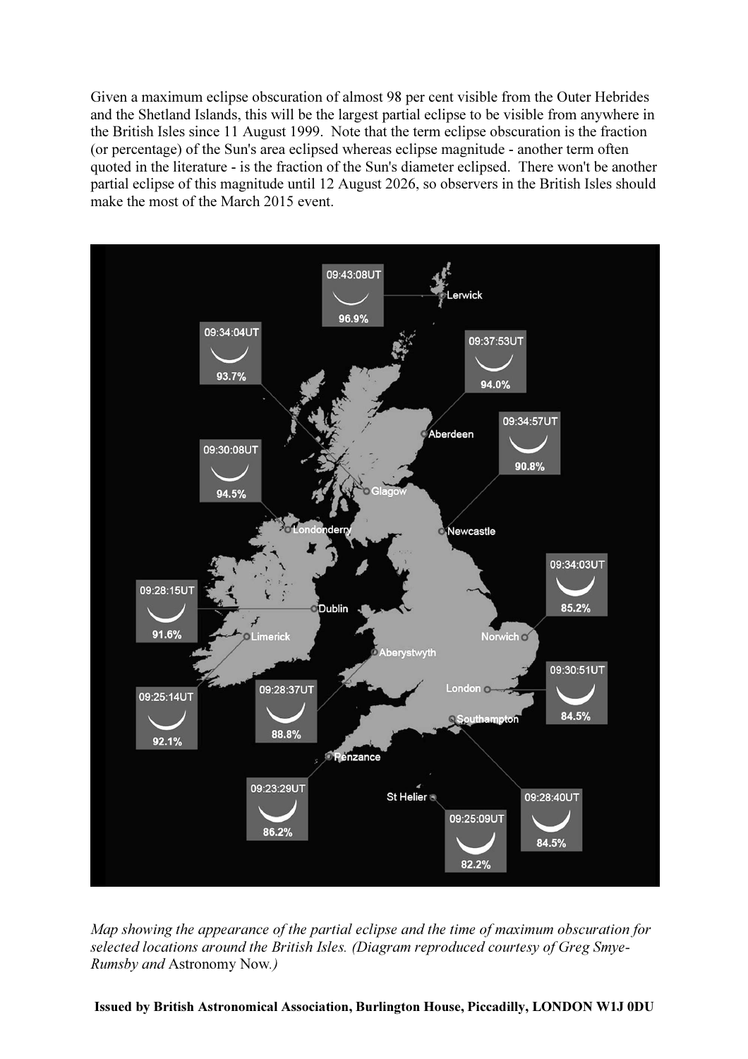Given a maximum eclipse obscuration of almost 98 per cent visible from the Outer Hebrides and the Shetland Islands, this will be the largest partial eclipse to be visible from anywhere in the British Isles since 11 August 1999. Note that the term eclipse obscuration is the fraction (or percentage) of the Sun's area eclipsed whereas eclipse magnitude - another term often quoted in the literature - is the fraction of the Sun's diameter eclipsed. There won't be another partial eclipse of this magnitude until 12 August 2026, so observers in the British Isles should make the most of the March 2015 event.

*Map showing the appearance of the partial eclipse and the time of maximum obscuration for selected locations around the British Isles. (Diagram reproduced courtesy of Greg Smye-Rumsby and* Astronomy Now*.)*

**Issued by British Astronomical Association, Burlington House, Piccadilly, LONDON W1J 0DU**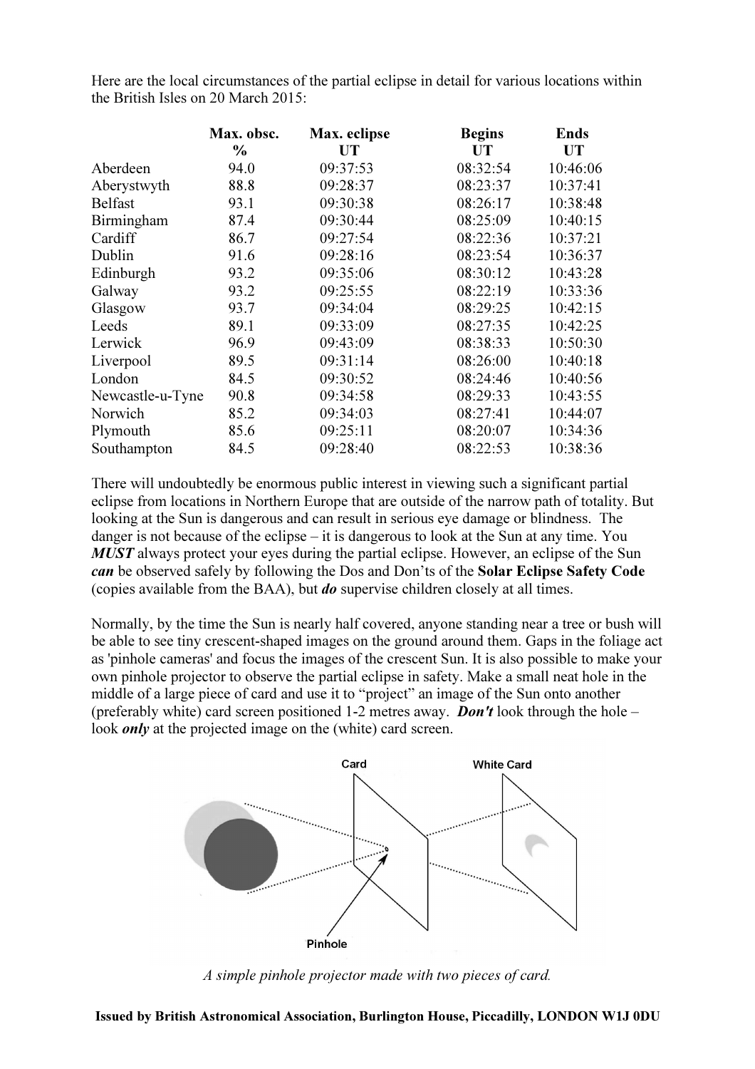Here are the local circumstances of the partial eclipse in detail for various locations within the British Isles on 20 March 2015:

| | Max. obsc. % | Max. eclipse UT | Begins UT | Ends UT |
|---|---|---|---|---|
| Aberdeen | 94.0 | 09:37:53 | 08:32:54 | 10:46:06 |
| Aberystwyth | 88.8 | 09:28:37 | 08:23:37 | 10:37:41 |
| Belfast | 93.1 | 09:30:38 | 08:26:17 | 10:38:48 |
| Birmingham | 87.4 | 09:30:44 | 08:25:09 | 10:40:15 |
| Cardiff | 86.7 | 09:27:54 | 08:22:36 | 10:37:21 |
| Dublin | 91.6 | 09:28:16 | 08:23:54 | 10:36:37 |
| Edinburgh | 93.2 | 09:35:06 | 08:30:12 | 10:43:28 |
| Galway | 93.2 | 09:25:55 | 08:22:19 | 10:33:36 |
| Glasgow | 93.7 | 09:34:04 | 08:29:25 | 10:42:15 |
| Leeds | 89.1 | 09:33:09 | 08:27:35 | 10:42:25 |
| Lerwick | 96.9 | 09:43:09 | 08:38:33 | 10:50:30 |
| Liverpool | 89.5 | 09:31:14 | 08:26:00 | 10:40:18 |
| London | 84.5 | 09:30:52 | 08:24:46 | 10:40:56 |
| Newcastle-u-Tyne | 90.8 | 09:34:58 | 08:29:33 | 10:43:55 |
| Norwich | 85.2 | 09:34:03 | 08:27:41 | 10:44:07 |
| Plymouth | 85.6 | 09:25:11 | 08:20:07 | 10:34:36 |
| Southampton | 84.5 | 09:28:40 | 08:22:53 | 10:38:36 |

There will undoubtedly be enormous public interest in viewing such a significant partial eclipse from locations in Northern Europe that are outside of the narrow path of totality. But looking at the Sun is dangerous and can result in serious eye damage or blindness. The danger is not because of the eclipse – it is dangerous to look at the Sun at any time. You ***MUST*** always protect your eyes during the partial eclipse. However, an eclipse of the Sun ***can*** be observed safely by following the Dos and Don'ts of the **Solar Eclipse Safety Code** (copies available from the BAA), but ***do*** supervise children closely at all times.

Normally, by the time the Sun is nearly half covered, anyone standing near a tree or bush will be able to see tiny crescent-shaped images on the ground around them. Gaps in the foliage act as 'pinhole cameras' and focus the images of the crescent Sun. It is also possible to make your own pinhole projector to observe the partial eclipse in safety. Make a small neat hole in the middle of a large piece of card and use it to "project" an image of the Sun onto another (preferably white) card screen positioned 1-2 metres away. ***Don't*** look through the hole – look ***only*** at the projected image on the (white) card screen.

Card

White Card

Pinhole

*A simple pinhole projector made with two pieces of card.*

**Issued by British Astronomical Association, Burlington House, Piccadilly, LONDON W1J 0DU**